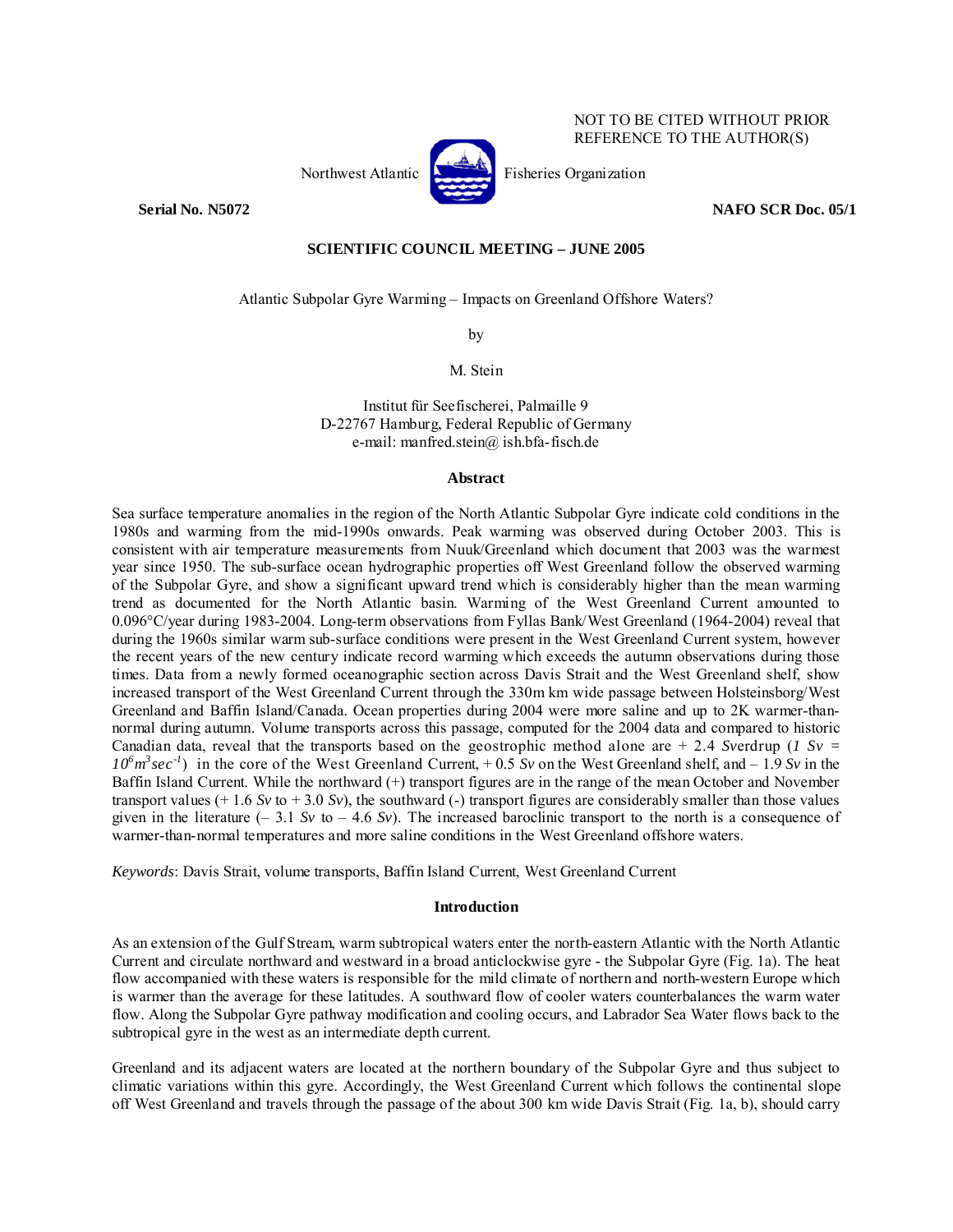NOT TO BE CITED WITHOUT PRIOR REFERENCE TO THE AUTHOR(S)

Northwest Atlantic Fisheries Organization

**Serial No. N5072** **NAFO SCR Doc. 05/1**

**SCIENTIFIC COUNCIL MEETING – JUNE 2005**

# Atlantic Subpolar Gyre Warming – Impacts on Greenland Offshore Waters?

by

M. Stein

Institut für Seefischerei, Palmaille 9
D-22767 Hamburg, Federal Republic of Germany
e-mail: manfred.stein@ ish.bfa-fisch.de

## Abstract

Sea surface temperature anomalies in the region of the North Atlantic Subpolar Gyre indicate cold conditions in the 1980s and warming from the mid-1990s onwards. Peak warming was observed during October 2003. This is consistent with air temperature measurements from Nuuk/Greenland which document that 2003 was the warmest year since 1950. The sub-surface ocean hydrographic properties off West Greenland follow the observed warming of the Subpolar Gyre, and show a significant upward trend which is considerably higher than the mean warming trend as documented for the North Atlantic basin. Warming of the West Greenland Current amounted to 0.096°C/year during 1983-2004. Long-term observations from Fyllas Bank/West Greenland (1964-2004) reveal that during the 1960s similar warm sub-surface conditions were present in the West Greenland Current system, however the recent years of the new century indicate record warming which exceeds the autumn observations during those times. Data from a newly formed oceanographic section across Davis Strait and the West Greenland shelf, show increased transport of the West Greenland Current through the 330m km wide passage between Holsteinsborg/West Greenland and Baffin Island/Canada. Ocean properties during 2004 were more saline and up to 2K warmer-than-normal during autumn. Volume transports across this passage, computed for the 2004 data and compared to historic Canadian data, reveal that the transports based on the geostrophic method alone are + 2.4 *Sv*erdrup (*1 Sv =* $10^6 m^3 sec^{-1}$) in the core of the West Greenland Current, + 0.5 *Sv* on the West Greenland shelf, and – 1.9 *Sv* in the Baffin Island Current. While the northward (+) transport figures are in the range of the mean October and November transport values (+ 1.6 *Sv* to + 3.0 *Sv*), the southward (-) transport figures are considerably smaller than those values given in the literature (– 3.1 *Sv* to – 4.6 *Sv*). The increased baroclinic transport to the north is a consequence of warmer-than-normal temperatures and more saline conditions in the West Greenland offshore waters.

*Keywords*: Davis Strait, volume transports, Baffin Island Current, West Greenland Current

## Introduction

As an extension of the Gulf Stream, warm subtropical waters enter the north-eastern Atlantic with the North Atlantic Current and circulate northward and westward in a broad anticlockwise gyre - the Subpolar Gyre (Fig. 1a). The heat flow accompanied with these waters is responsible for the mild climate of northern and north-western Europe which is warmer than the average for these latitudes. A southward flow of cooler waters counterbalances the warm water flow. Along the Subpolar Gyre pathway modification and cooling occurs, and Labrador Sea Water flows back to the subtropical gyre in the west as an intermediate depth current.

Greenland and its adjacent waters are located at the northern boundary of the Subpolar Gyre and thus subject to climatic variations within this gyre. Accordingly, the West Greenland Current which follows the continental slope off West Greenland and travels through the passage of the about 300 km wide Davis Strait (Fig. 1a, b), should carry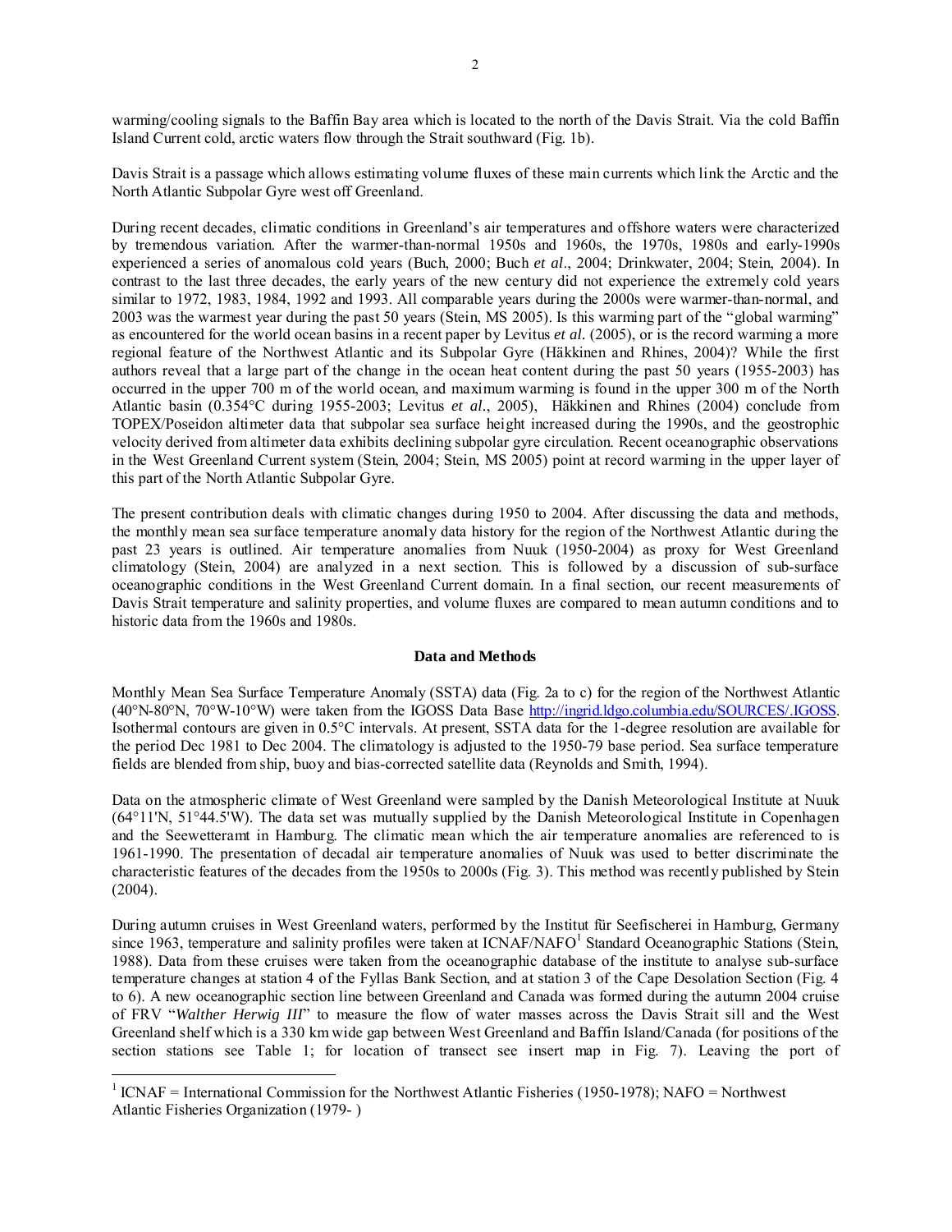warming/cooling signals to the Baffin Bay area which is located to the north of the Davis Strait. Via the cold Baffin Island Current cold, arctic waters flow through the Strait southward (Fig. 1b).

Davis Strait is a passage which allows estimating volume fluxes of these main currents which link the Arctic and the North Atlantic Subpolar Gyre west off Greenland.

During recent decades, climatic conditions in Greenland's air temperatures and offshore waters were characterized by tremendous variation. After the warmer-than-normal 1950s and 1960s, the 1970s, 1980s and early-1990s experienced a series of anomalous cold years (Buch, 2000; Buch *et al*., 2004; Drinkwater, 2004; Stein, 2004). In contrast to the last three decades, the early years of the new century did not experience the extremely cold years similar to 1972, 1983, 1984, 1992 and 1993. All comparable years during the 2000s were warmer-than-normal, and 2003 was the warmest year during the past 50 years (Stein, MS 2005). Is this warming part of the "global warming" as encountered for the world ocean basins in a recent paper by Levitus *et al.* (2005), or is the record warming a more regional feature of the Northwest Atlantic and its Subpolar Gyre (Häkkinen and Rhines, 2004)? While the first authors reveal that a large part of the change in the ocean heat content during the past 50 years (1955-2003) has occurred in the upper 700 m of the world ocean, and maximum warming is found in the upper 300 m of the North Atlantic basin (0.354°C during 1955-2003; Levitus *et al*., 2005), Häkkinen and Rhines (2004) conclude from TOPEX/Poseidon altimeter data that subpolar sea surface height increased during the 1990s, and the geostrophic velocity derived from altimeter data exhibits declining subpolar gyre circulation. Recent oceanographic observations in the West Greenland Current system (Stein, 2004; Stein, MS 2005) point at record warming in the upper layer of this part of the North Atlantic Subpolar Gyre.

The present contribution deals with climatic changes during 1950 to 2004. After discussing the data and methods, the monthly mean sea surface temperature anomaly data history for the region of the Northwest Atlantic during the past 23 years is outlined. Air temperature anomalies from Nuuk (1950-2004) as proxy for West Greenland climatology (Stein, 2004) are analyzed in a next section. This is followed by a discussion of sub-surface oceanographic conditions in the West Greenland Current domain. In a final section, our recent measurements of Davis Strait temperature and salinity properties, and volume fluxes are compared to mean autumn conditions and to historic data from the 1960s and 1980s.

## Data and Methods

Monthly Mean Sea Surface Temperature Anomaly (SSTA) data (Fig. 2a to c) for the region of the Northwest Atlantic (40°N-80°N, 70°W-10°W) were taken from the IGOSS Data Base http://ingrid.ldgo.columbia.edu/SOURCES/.IGOSS. Isothermal contours are given in 0.5°C intervals. At present, SSTA data for the 1-degree resolution are available for the period Dec 1981 to Dec 2004. The climatology is adjusted to the 1950-79 base period. Sea surface temperature fields are blended from ship, buoy and bias-corrected satellite data (Reynolds and Smith, 1994).

Data on the atmospheric climate of West Greenland were sampled by the Danish Meteorological Institute at Nuuk (64°11'N, 51°44.5'W). The data set was mutually supplied by the Danish Meteorological Institute in Copenhagen and the Seewetteramt in Hamburg. The climatic mean which the air temperature anomalies are referenced to is 1961-1990. The presentation of decadal air temperature anomalies of Nuuk was used to better discriminate the characteristic features of the decades from the 1950s to 2000s (Fig. 3). This method was recently published by Stein (2004).

During autumn cruises in West Greenland waters, performed by the Institut für Seefischerei in Hamburg, Germany since 1963, temperature and salinity profiles were taken at ICNAF/NAFO[1] Standard Oceanographic Stations (Stein, 1988). Data from these cruises were taken from the oceanographic database of the institute to analyse sub-surface temperature changes at station 4 of the Fyllas Bank Section, and at station 3 of the Cape Desolation Section (Fig. 4 to 6). A new oceanographic section line between Greenland and Canada was formed during the autumn 2004 cruise of FRV "*Walther Herwig III*" to measure the flow of water masses across the Davis Strait sill and the West Greenland shelf which is a 330 km wide gap between West Greenland and Baffin Island/Canada (for positions of the section stations see Table 1; for location of transect see insert map in Fig. 7). Leaving the port of

[1] ICNAF = International Commission for the Northwest Atlantic Fisheries (1950-1978); NAFO = Northwest Atlantic Fisheries Organization (1979- )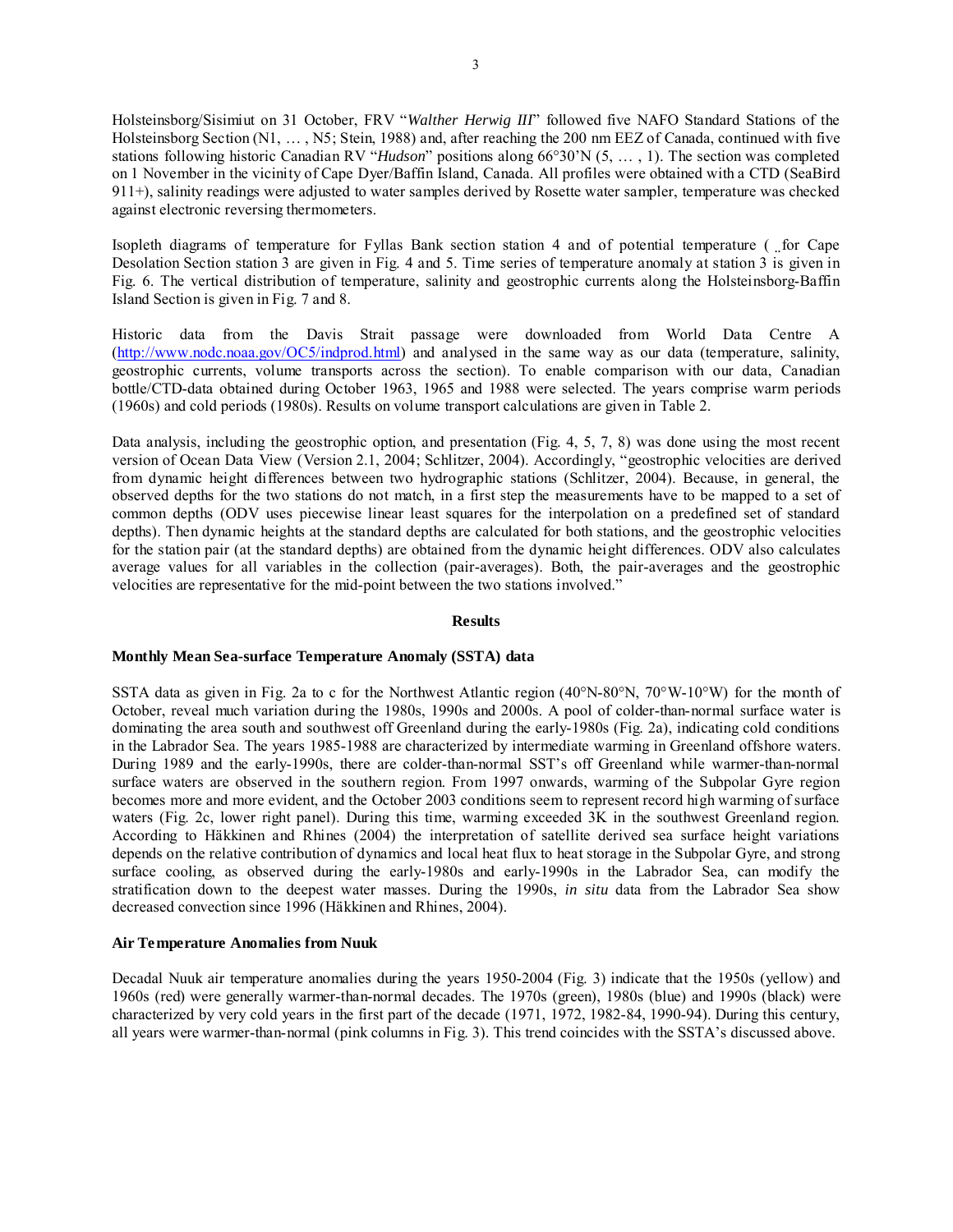Holsteinsborg/Sisimiut on 31 October, FRV "*Walther Herwig III*" followed five NAFO Standard Stations of the Holsteinsborg Section (N1, … , N5; Stein, 1988) and, after reaching the 200 nm EEZ of Canada, continued with five stations following historic Canadian RV "*Hudson*" positions along 66°30'N (5, … , 1). The section was completed on 1 November in the vicinity of Cape Dyer/Baffin Island, Canada. All profiles were obtained with a CTD (SeaBird 911+), salinity readings were adjusted to water samples derived by Rosette water sampler, temperature was checked against electronic reversing thermometers.

Isopleth diagrams of temperature for Fyllas Bank section station 4 and of potential temperature ( ¸for Cape Desolation Section station 3 are given in Fig. 4 and 5. Time series of temperature anomaly at station 3 is given in Fig. 6. The vertical distribution of temperature, salinity and geostrophic currents along the Holsteinsborg-Baffin Island Section is given in Fig. 7 and 8.

Historic data from the Davis Strait passage were downloaded from World Data Centre A (http://www.nodc.noaa.gov/OC5/indprod.html) and analysed in the same way as our data (temperature, salinity, geostrophic currents, volume transports across the section). To enable comparison with our data, Canadian bottle/CTD-data obtained during October 1963, 1965 and 1988 were selected. The years comprise warm periods (1960s) and cold periods (1980s). Results on volume transport calculations are given in Table 2.

Data analysis, including the geostrophic option, and presentation (Fig. 4, 5, 7, 8) was done using the most recent version of Ocean Data View (Version 2.1, 2004; Schlitzer, 2004). Accordingly, "geostrophic velocities are derived from dynamic height differences between two hydrographic stations (Schlitzer, 2004). Because, in general, the observed depths for the two stations do not match, in a first step the measurements have to be mapped to a set of common depths (ODV uses piecewise linear least squares for the interpolation on a predefined set of standard depths). Then dynamic heights at the standard depths are calculated for both stations, and the geostrophic velocities for the station pair (at the standard depths) are obtained from the dynamic height differences. ODV also calculates average values for all variables in the collection (pair-averages). Both, the pair-averages and the geostrophic velocities are representative for the mid-point between the two stations involved."

## Results

### Monthly Mean Sea-surface Temperature Anomaly (SSTA) data

SSTA data as given in Fig. 2a to c for the Northwest Atlantic region (40°N-80°N, 70°W-10°W) for the month of October, reveal much variation during the 1980s, 1990s and 2000s. A pool of colder-than-normal surface water is dominating the area south and southwest off Greenland during the early-1980s (Fig. 2a), indicating cold conditions in the Labrador Sea. The years 1985-1988 are characterized by intermediate warming in Greenland offshore waters. During 1989 and the early-1990s, there are colder-than-normal SST's off Greenland while warmer-than-normal surface waters are observed in the southern region. From 1997 onwards, warming of the Subpolar Gyre region becomes more and more evident, and the October 2003 conditions seem to represent record high warming of surface waters (Fig. 2c, lower right panel). During this time, warming exceeded 3K in the southwest Greenland region. According to Häkkinen and Rhines (2004) the interpretation of satellite derived sea surface height variations depends on the relative contribution of dynamics and local heat flux to heat storage in the Subpolar Gyre, and strong surface cooling, as observed during the early-1980s and early-1990s in the Labrador Sea, can modify the stratification down to the deepest water masses. During the 1990s, *in situ* data from the Labrador Sea show decreased convection since 1996 (Häkkinen and Rhines, 2004).

### Air Temperature Anomalies from Nuuk

Decadal Nuuk air temperature anomalies during the years 1950-2004 (Fig. 3) indicate that the 1950s (yellow) and 1960s (red) were generally warmer-than-normal decades. The 1970s (green), 1980s (blue) and 1990s (black) were characterized by very cold years in the first part of the decade (1971, 1972, 1982-84, 1990-94). During this century, all years were warmer-than-normal (pink columns in Fig. 3). This trend coincides with the SSTA's discussed above.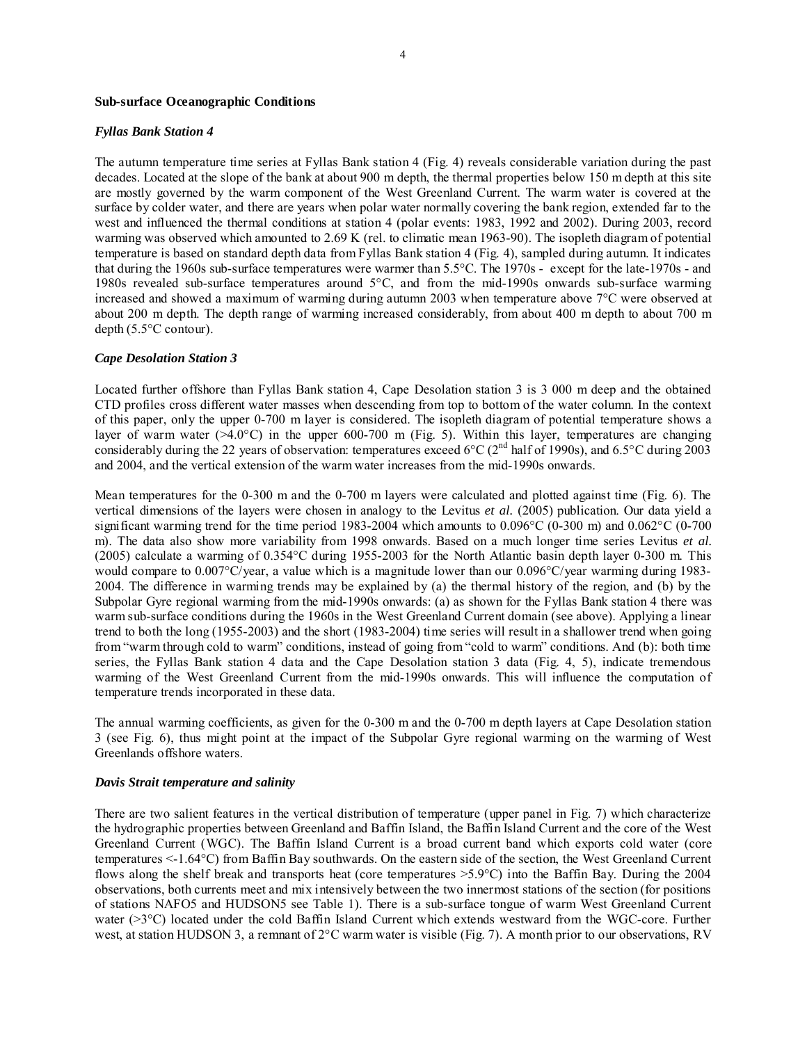### Sub-surface Oceanographic Conditions

#### *Fyllas Bank Station 4*

The autumn temperature time series at Fyllas Bank station 4 (Fig. 4) reveals considerable variation during the past decades. Located at the slope of the bank at about 900 m depth, the thermal properties below 150 m depth at this site are mostly governed by the warm component of the West Greenland Current. The warm water is covered at the surface by colder water, and there are years when polar water normally covering the bank region, extended far to the west and influenced the thermal conditions at station 4 (polar events: 1983, 1992 and 2002). During 2003, record warming was observed which amounted to 2.69 K (rel. to climatic mean 1963-90). The isopleth diagram of potential temperature is based on standard depth data from Fyllas Bank station 4 (Fig. 4), sampled during autumn. It indicates that during the 1960s sub-surface temperatures were warmer than 5.5°C. The 1970s - except for the late-1970s - and 1980s revealed sub-surface temperatures around 5°C, and from the mid-1990s onwards sub-surface warming increased and showed a maximum of warming during autumn 2003 when temperature above 7°C were observed at about 200 m depth. The depth range of warming increased considerably, from about 400 m depth to about 700 m depth (5.5°C contour).

#### *Cape Desolation Station 3*

Located further offshore than Fyllas Bank station 4, Cape Desolation station 3 is 3 000 m deep and the obtained CTD profiles cross different water masses when descending from top to bottom of the water column. In the context of this paper, only the upper 0-700 m layer is considered. The isopleth diagram of potential temperature shows a layer of warm water (>4.0°C) in the upper 600-700 m (Fig. 5). Within this layer, temperatures are changing considerably during the 22 years of observation: temperatures exceed 6°C (2nd half of 1990s), and 6.5°C during 2003 and 2004, and the vertical extension of the warm water increases from the mid-1990s onwards.

Mean temperatures for the 0-300 m and the 0-700 m layers were calculated and plotted against time (Fig. 6). The vertical dimensions of the layers were chosen in analogy to the Levitus *et al.* (2005) publication. Our data yield a significant warming trend for the time period 1983-2004 which amounts to 0.096°C (0-300 m) and 0.062°C (0-700 m). The data also show more variability from 1998 onwards. Based on a much longer time series Levitus *et al.* (2005) calculate a warming of 0.354°C during 1955-2003 for the North Atlantic basin depth layer 0-300 m. This would compare to 0.007°C/year, a value which is a magnitude lower than our 0.096°C/year warming during 1983-2004. The difference in warming trends may be explained by (a) the thermal history of the region, and (b) by the Subpolar Gyre regional warming from the mid-1990s onwards: (a) as shown for the Fyllas Bank station 4 there was warm sub-surface conditions during the 1960s in the West Greenland Current domain (see above). Applying a linear trend to both the long (1955-2003) and the short (1983-2004) time series will result in a shallower trend when going from "warm through cold to warm" conditions, instead of going from "cold to warm" conditions. And (b): both time series, the Fyllas Bank station 4 data and the Cape Desolation station 3 data (Fig. 4, 5), indicate tremendous warming of the West Greenland Current from the mid-1990s onwards. This will influence the computation of temperature trends incorporated in these data.

The annual warming coefficients, as given for the 0-300 m and the 0-700 m depth layers at Cape Desolation station 3 (see Fig. 6), thus might point at the impact of the Subpolar Gyre regional warming on the warming of West Greenlands offshore waters.

#### *Davis Strait temperature and salinity*

There are two salient features in the vertical distribution of temperature (upper panel in Fig. 7) which characterize the hydrographic properties between Greenland and Baffin Island, the Baffin Island Current and the core of the West Greenland Current (WGC). The Baffin Island Current is a broad current band which exports cold water (core temperatures <-1.64°C) from Baffin Bay southwards. On the eastern side of the section, the West Greenland Current flows along the shelf break and transports heat (core temperatures >5.9°C) into the Baffin Bay. During the 2004 observations, both currents meet and mix intensively between the two innermost stations of the section (for positions of stations NAFO5 and HUDSON5 see Table 1). There is a sub-surface tongue of warm West Greenland Current water (>3°C) located under the cold Baffin Island Current which extends westward from the WGC-core. Further west, at station HUDSON 3, a remnant of 2°C warm water is visible (Fig. 7). A month prior to our observations, RV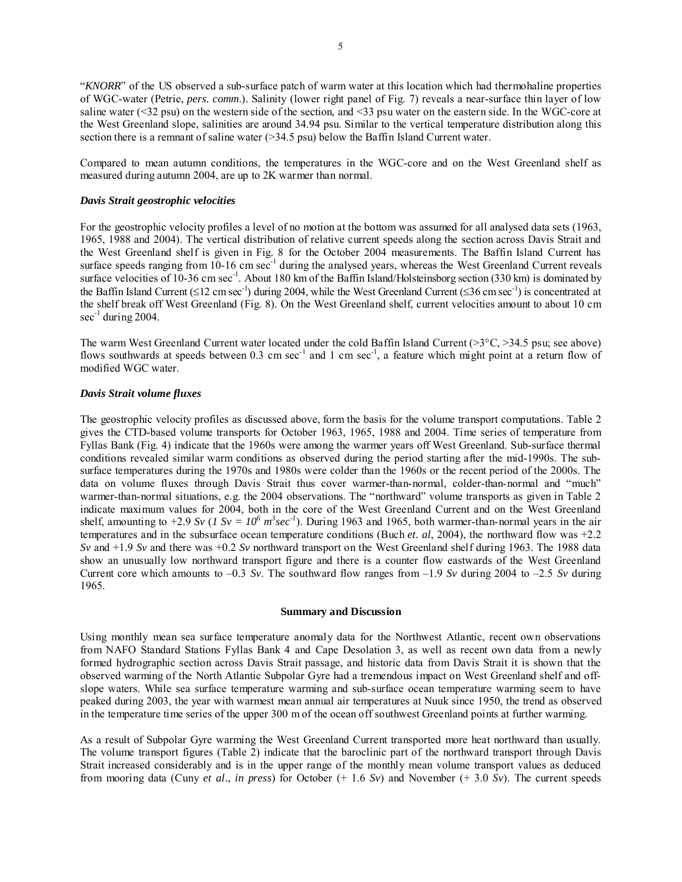"*KNORR*" of the US observed a sub-surface patch of warm water at this location which had thermohaline properties of WGC-water (Petrie, *pers. comm*.). Salinity (lower right panel of Fig. 7) reveals a near-surface thin layer of low saline water (<32 psu) on the western side of the section, and <33 psu water on the eastern side. In the WGC-core at the West Greenland slope, salinities are around 34.94 psu. Similar to the vertical temperature distribution along this section there is a remnant of saline water (>34.5 psu) below the Baffin Island Current water.

Compared to mean autumn conditions, the temperatures in the WGC-core and on the West Greenland shelf as measured during autumn 2004, are up to 2K warmer than normal.

### *Davis Strait geostrophic velocities*

For the geostrophic velocity profiles a level of no motion at the bottom was assumed for all analysed data sets (1963, 1965, 1988 and 2004). The vertical distribution of relative current speeds along the section across Davis Strait and the West Greenland shelf is given in Fig. 8 for the October 2004 measurements. The Baffin Island Current has surface speeds ranging from 10-16 cm $sec^{-1}$ during the analysed years, whereas the West Greenland Current reveals surface velocities of 10-36 cm $sec^{-1}$. About 180 km of the Baffin Island/Holsteinsborg section (330 km) is dominated by the Baffin Island Current (≤12 cm $sec^{-1}$) during 2004, while the West Greenland Current (≤36 cm $sec^{-1}$) is concentrated at the shelf break off West Greenland (Fig. 8). On the West Greenland shelf, current velocities amount to about 10 cm $sec^{-1}$ during 2004.

The warm West Greenland Current water located under the cold Baffin Island Current (>3°C, >34.5 psu; see above) flows southwards at speeds between 0.3 cm $sec^{-1}$ and 1 cm $sec^{-1}$, a feature which might point at a return flow of modified WGC water.

### *Davis Strait volume fluxes*

The geostrophic velocity profiles as discussed above, form the basis for the volume transport computations. Table 2 gives the CTD-based volume transports for October 1963, 1965, 1988 and 2004. Time series of temperature from Fyllas Bank (Fig. 4) indicate that the 1960s were among the warmer years off West Greenland. Sub-surface thermal conditions revealed similar warm conditions as observed during the period starting after the mid-1990s. The sub-surface temperatures during the 1970s and 1980s were colder than the 1960s or the recent period of the 2000s. The data on volume fluxes through Davis Strait thus cover warmer-than-normal, colder-than-normal and "much" warmer-than-normal situations, e.g. the 2004 observations. The "northward" volume transports as given in Table 2 indicate maximum values for 2004, both in the core of the West Greenland Current and on the West Greenland shelf, amounting to +2.9 *Sv* (*1 Sv* = $10^6$ $m^3sec^{-1}$). During 1963 and 1965, both warmer-than-normal years in the air temperatures and in the subsurface ocean temperature conditions (Buch *et. al*, 2004), the northward flow was +2.2 *Sv* and +1.9 *Sv* and there was +0.2 *Sv* northward transport on the West Greenland shelf during 1963. The 1988 data show an unusually low northward transport figure and there is a counter flow eastwards of the West Greenland Current core which amounts to –0.3 *Sv*. The southward flow ranges from –1.9 *Sv* during 2004 to –2.5 *Sv* during 1965.

## Summary and Discussion

Using monthly mean sea surface temperature anomaly data for the Northwest Atlantic, recent own observations from NAFO Standard Stations Fyllas Bank 4 and Cape Desolation 3, as well as recent own data from a newly formed hydrographic section across Davis Strait passage, and historic data from Davis Strait it is shown that the observed warming of the North Atlantic Subpolar Gyre had a tremendous impact on West Greenland shelf and off-slope waters. While sea surface temperature warming and sub-surface ocean temperature warming seem to have peaked during 2003, the year with warmest mean annual air temperatures at Nuuk since 1950, the trend as observed in the temperature time series of the upper 300 m of the ocean off southwest Greenland points at further warming.

As a result of Subpolar Gyre warming the West Greenland Current transported more heat northward than usually. The volume transport figures (Table 2) indicate that the baroclinic part of the northward transport through Davis Strait increased considerably and is in the upper range of the monthly mean volume transport values as deduced from mooring data (Cuny *et al*., *in press*) for October (+ 1.6 *Sv*) and November (+ 3.0 *Sv*). The current speeds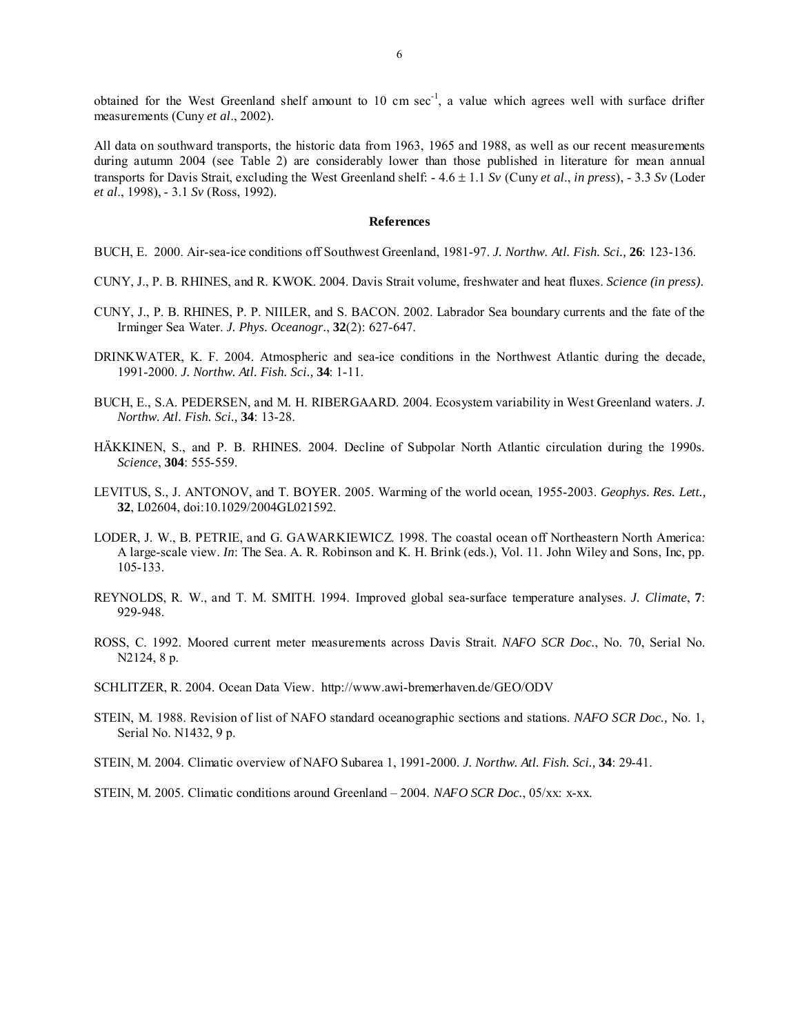obtained for the West Greenland shelf amount to 10 cm sec$^{-1}$, a value which agrees well with surface drifter measurements (Cuny *et al*., 2002).

All data on southward transports, the historic data from 1963, 1965 and 1988, as well as our recent measurements during autumn 2004 (see Table 2) are considerably lower than those published in literature for mean annual transports for Davis Strait, excluding the West Greenland shelf: - 4.6 ± 1.1 *Sv* (Cuny *et al*., *in press*), - 3.3 *Sv* (Loder *et al*., 1998), - 3.1 *Sv* (Ross, 1992).

## References

BUCH, E. 2000. Air-sea-ice conditions off Southwest Greenland, 1981-97. *J. Northw. Atl. Fish. Sci.,* **26**: 123-136.

CUNY, J., P. B. RHINES, and R. KWOK. 2004. Davis Strait volume, freshwater and heat fluxes. *Science (in press).*

CUNY, J., P. B. RHINES, P. P. NIILER, and S. BACON. 2002. Labrador Sea boundary currents and the fate of the Irminger Sea Water. *J. Phys. Oceanogr*., **32**(2): 627-647.

DRINKWATER, K. F. 2004. Atmospheric and sea-ice conditions in the Northwest Atlantic during the decade, 1991-2000. *J. Northw. Atl. Fish. Sci.,* **34**: 1-11.

BUCH, E., S.A. PEDERSEN, and M. H. RIBERGAARD. 2004. Ecosystem variability in West Greenland waters. *J. Northw. Atl. Fish. Sci.,* **34**: 13-28.

HÄKKINEN, S., and P. B. RHINES. 2004. Decline of Subpolar North Atlantic circulation during the 1990s. *Science*, **304**: 555-559.

LEVITUS, S., J. ANTONOV, and T. BOYER. 2005. Warming of the world ocean, 1955-2003. *Geophys. Res. Lett.,* **32**, L02604, doi:10.1029/2004GL021592.

LODER, J. W., B. PETRIE, and G. GAWARKIEWICZ. 1998. The coastal ocean off Northeastern North America: A large-scale view. *In*: The Sea. A. R. Robinson and K. H. Brink (eds.), Vol. 11. John Wiley and Sons, Inc, pp. 105-133.

REYNOLDS, R. W., and T. M. SMITH. 1994. Improved global sea-surface temperature analyses. *J. Climate*, **7**: 929-948.

ROSS, C. 1992. Moored current meter measurements across Davis Strait. *NAFO SCR Doc.*, No. 70, Serial No. N2124, 8 p.

SCHLITZER, R. 2004. Ocean Data View. http://www.awi-bremerhaven.de/GEO/ODV

STEIN, M. 1988. Revision of list of NAFO standard oceanographic sections and stations. *NAFO SCR Doc.,* No. 1, Serial No. N1432, 9 p.

STEIN, M. 2004. Climatic overview of NAFO Subarea 1, 1991-2000. *J. Northw. Atl. Fish. Sci.,* **34**: 29-41.

STEIN, M. 2005. Climatic conditions around Greenland – 2004. *NAFO SCR Doc.*, 05/xx: x-xx.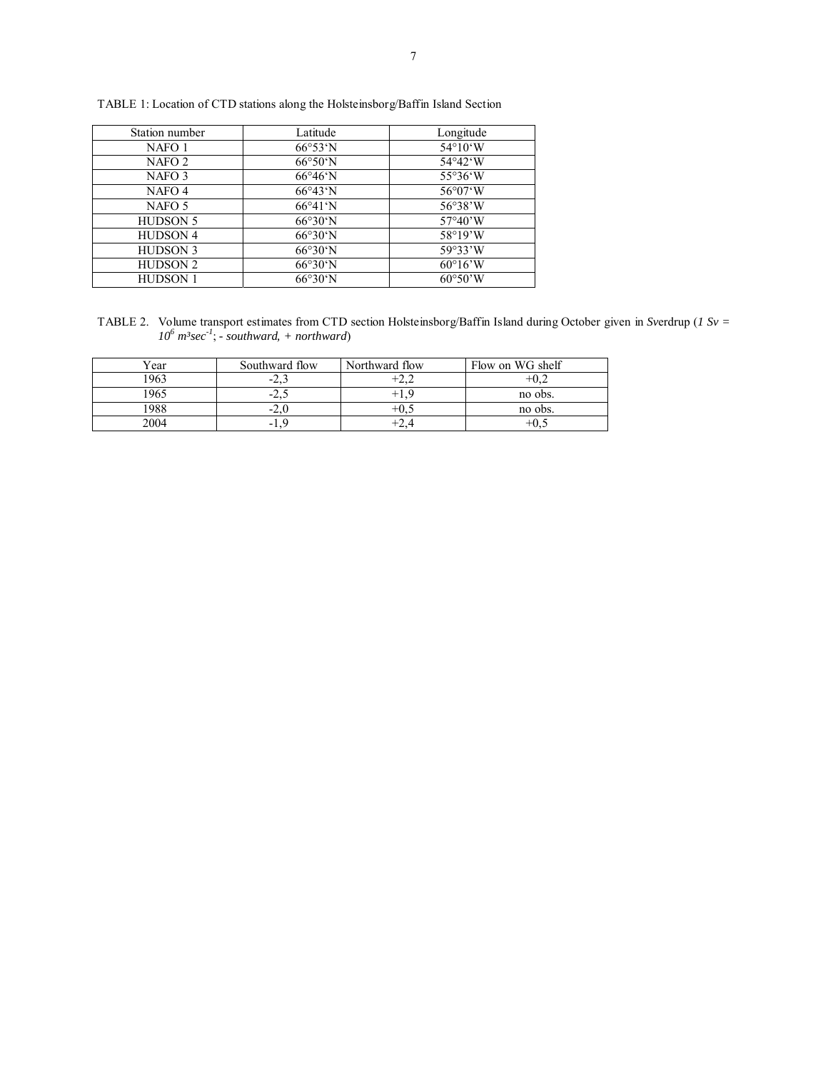TABLE 1: Location of CTD stations along the Holsteinsborg/Baffin Island Section

| Station number | Latitude | Longitude |
|---|---|---|
| NAFO 1 | 66°53'N | 54°10'W |
| NAFO 2 | 66°50'N | 54°42'W |
| NAFO 3 | 66°46'N | 55°36'W |
| NAFO 4 | 66°43'N | 56°07'W |
| NAFO 5 | 66°41'N | 56°38'W |
| HUDSON 5 | 66°30'N | 57°40'W |
| HUDSON 4 | 66°30'N | 58°19'W |
| HUDSON 3 | 66°30'N | 59°33'W |
| HUDSON 2 | 66°30'N | 60°16'W |
| HUDSON 1 | 66°30'N | 60°50'W |

TABLE 2. Volume transport estimates from CTD section Holsteinsborg/Baffin Island during October given in Sverdrup (*1 Sv = $10^6$ m³sec$^{-1}$; - southward, + northward*)

| Year | Southward flow | Northward flow | Flow on WG shelf |
|---|---|---|---|
| 1963 | -2,3 | +2,2 | +0,2 |
| 1965 | -2,5 | +1,9 | no obs. |
| 1988 | -2,0 | +0,5 | no obs. |
| 2004 | -1,9 | +2,4 | +0,5 |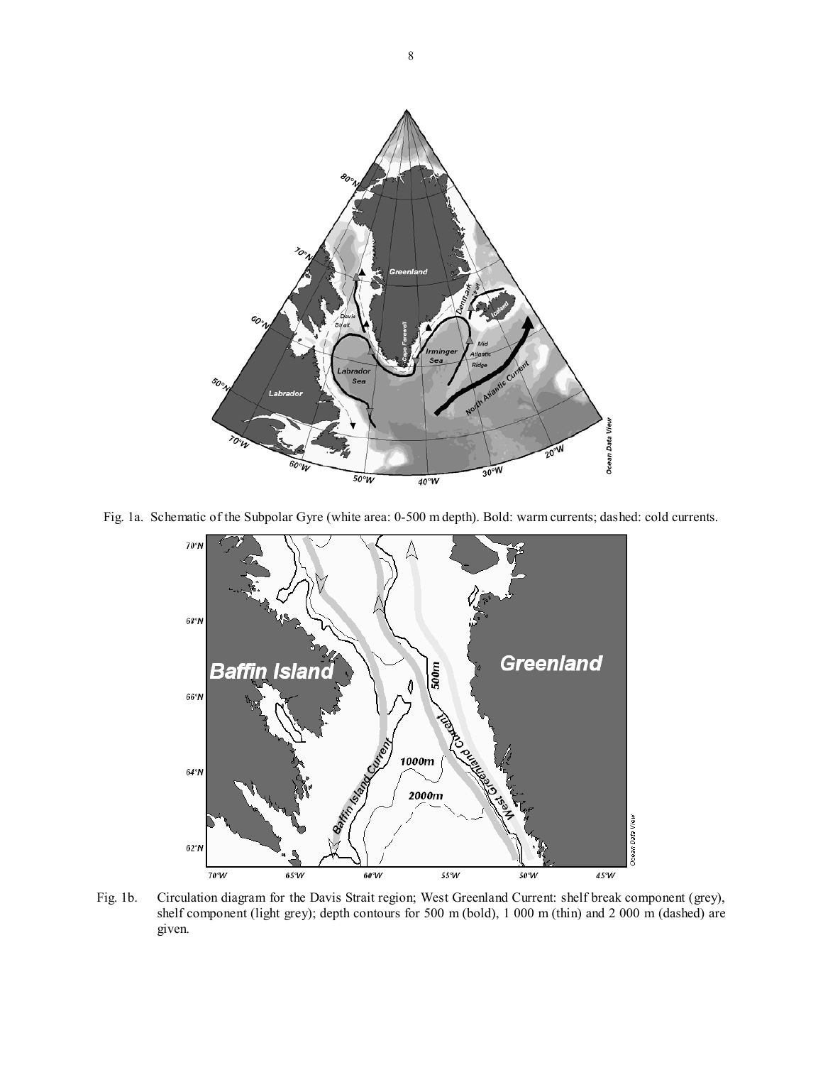Fig. 1a. Schematic of the Subpolar Gyre (white area: 0-500 m depth). Bold: warm currents; dashed: cold currents.

Fig. 1b. Circulation diagram for the Davis Strait region; West Greenland Current: shelf break component (grey), shelf component (light grey); depth contours for 500 m (bold), 1 000 m (thin) and 2 000 m (dashed) are given.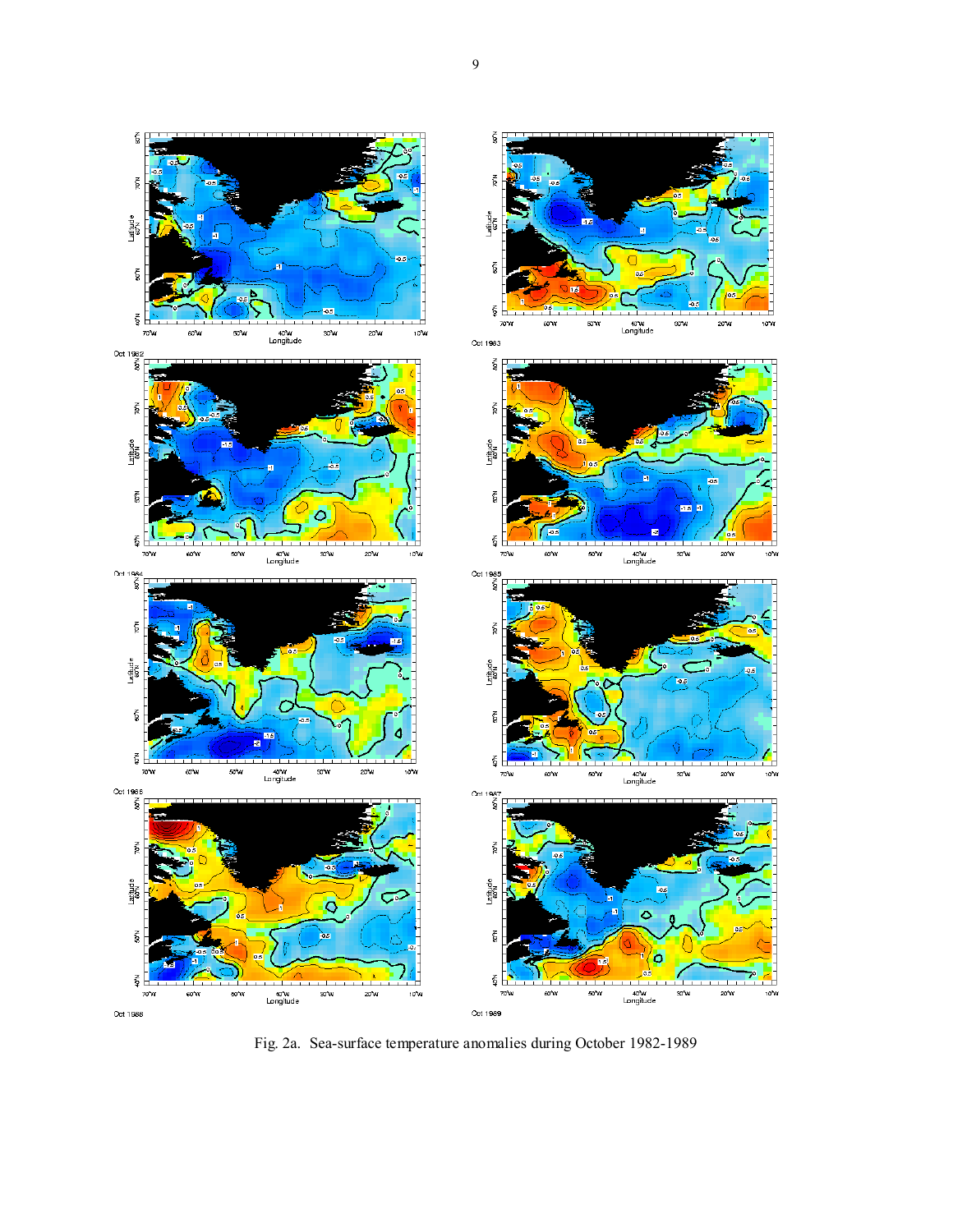Fig. 2a. Sea-surface temperature anomalies during October 1982-1989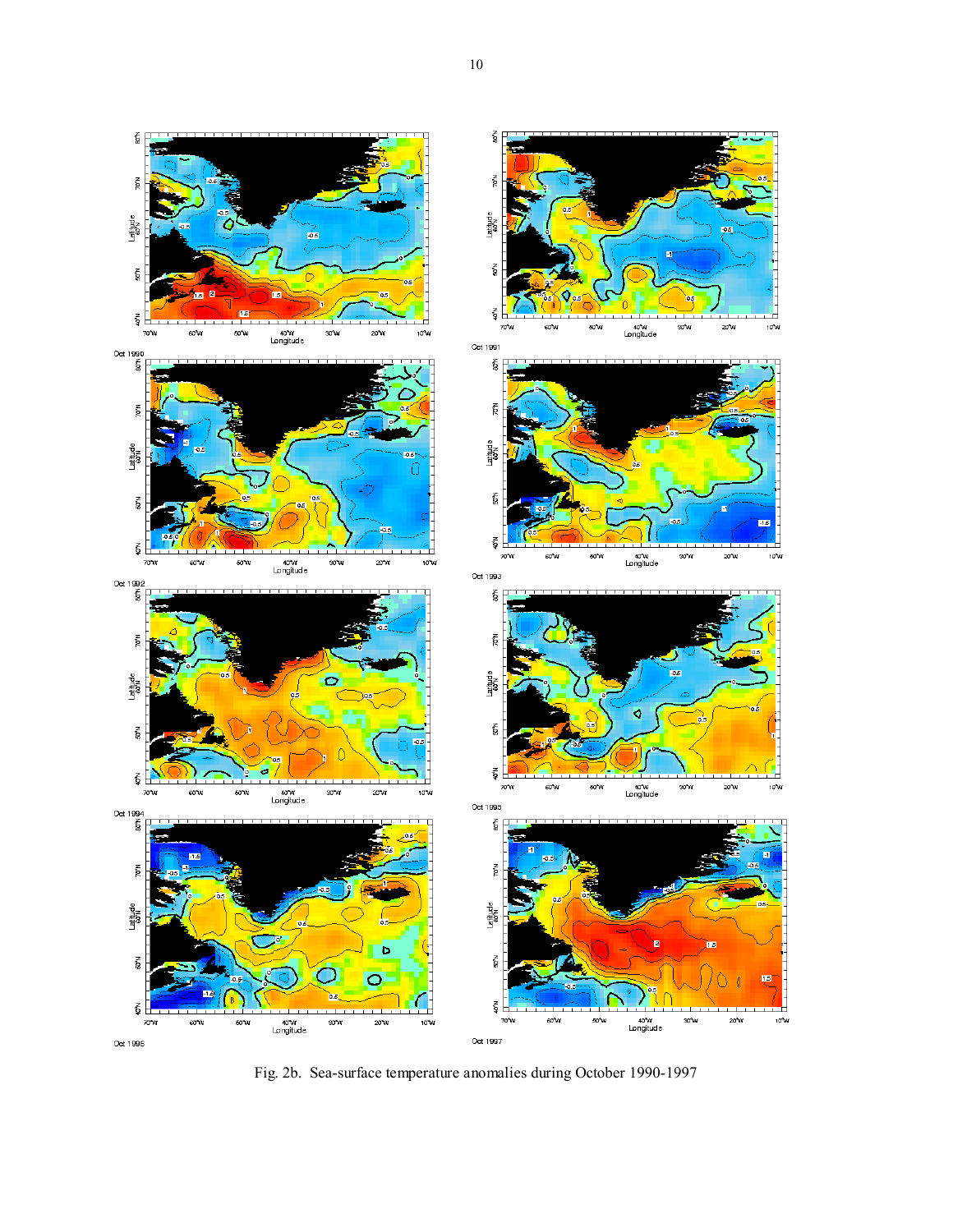Fig. 2b. Sea-surface temperature anomalies during October 1990-1997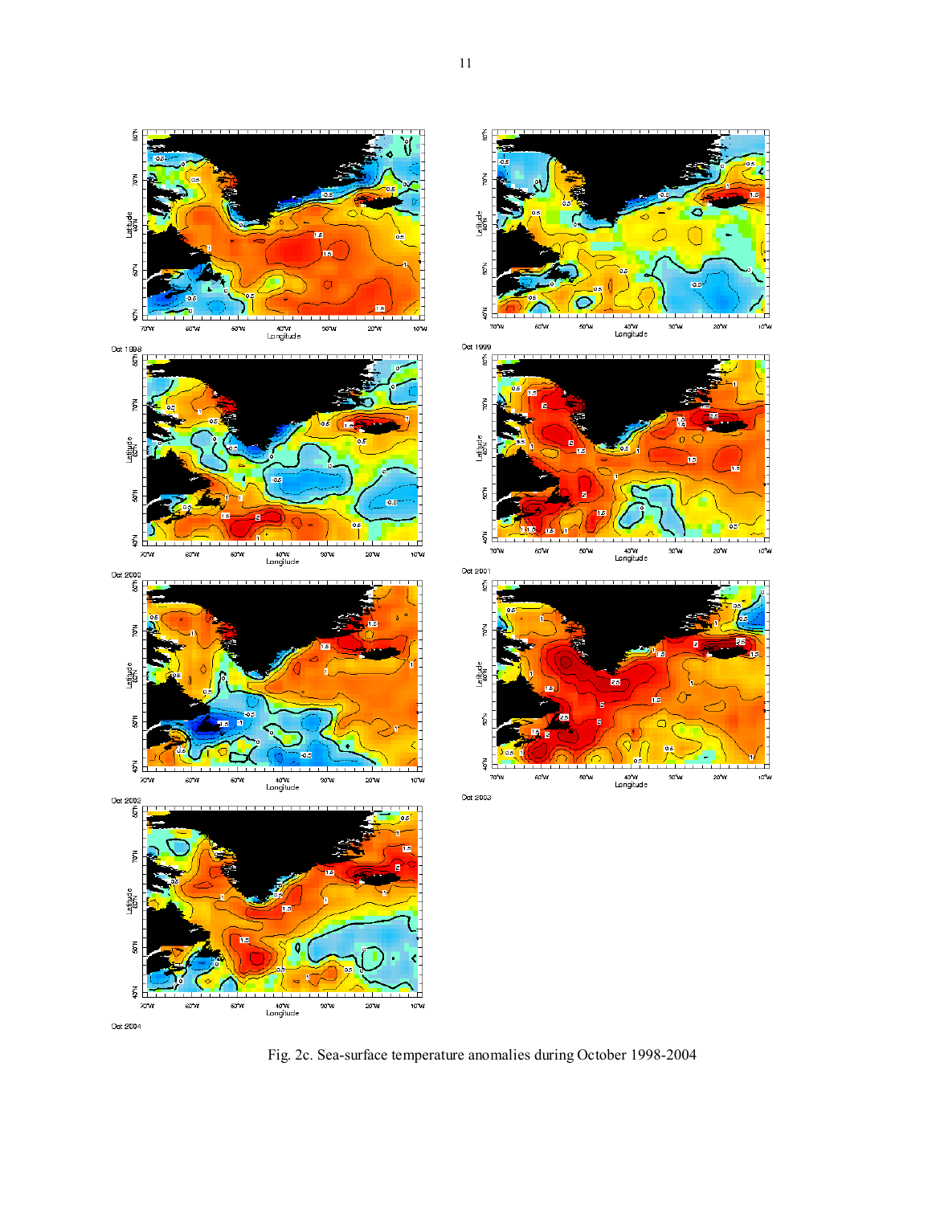Fig. 2c. Sea-surface temperature anomalies during October 1998-2004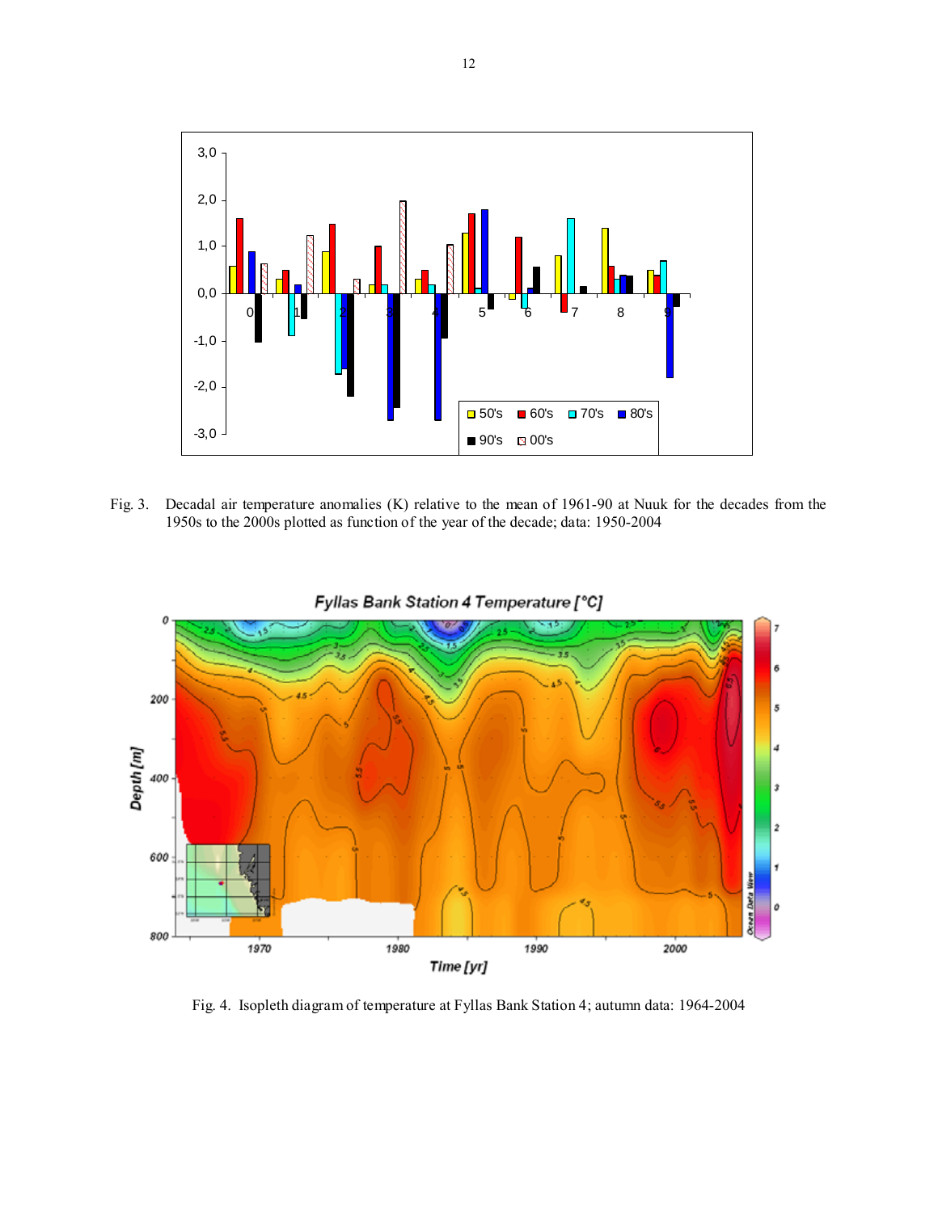Fig. 3. Decadal air temperature anomalies (K) relative to the mean of 1961-90 at Nuuk for the decades from the 1950s to the 2000s plotted as function of the year of the decade; data: 1950-2004

Fig. 4. Isopleth diagram of temperature at Fyllas Bank Station 4; autumn data: 1964-2004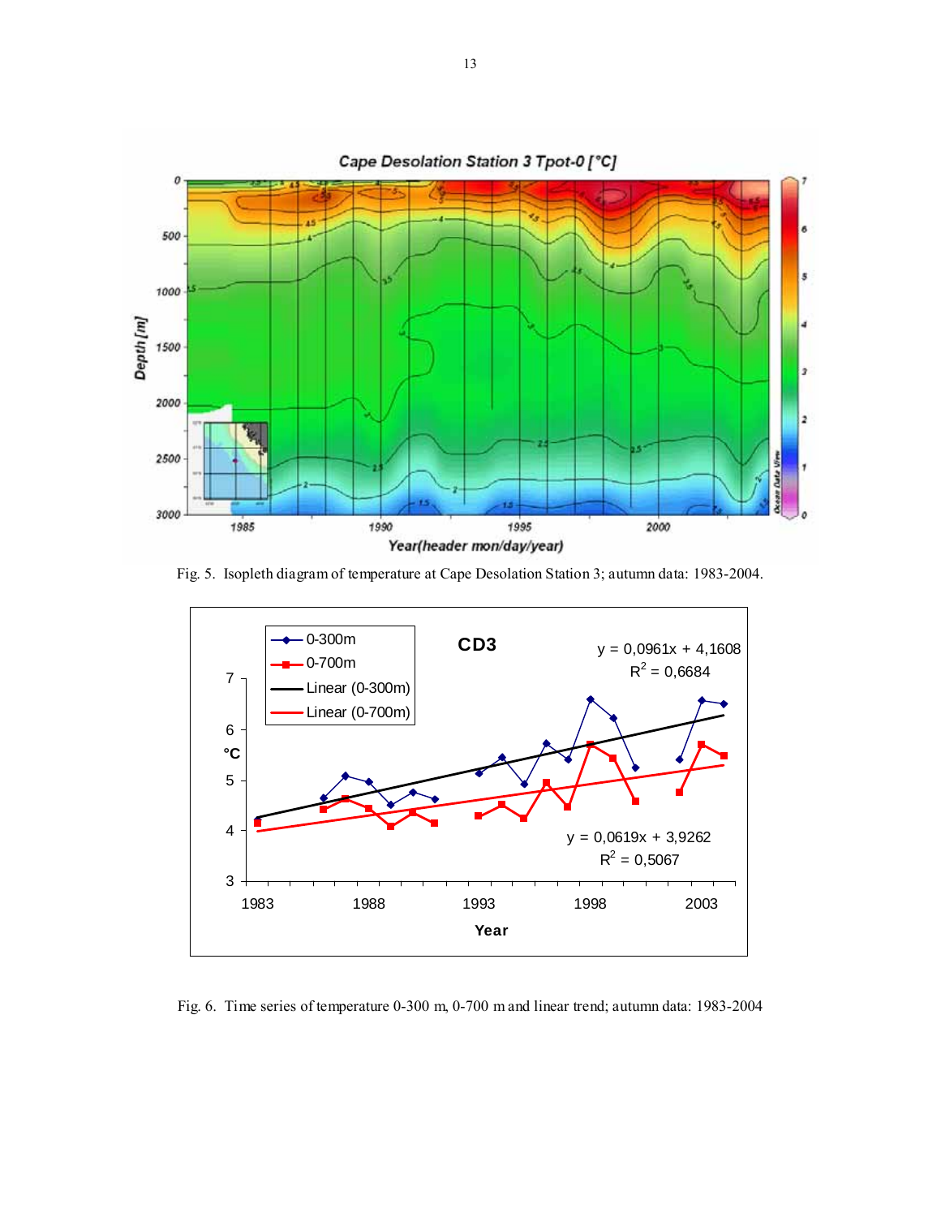Fig. 5. Isopleth diagram of temperature at Cape Desolation Station 3; autumn data: 1983-2004.

Fig. 6. Time series of temperature 0-300 m, 0-700 m and linear trend; autumn data: 1983-2004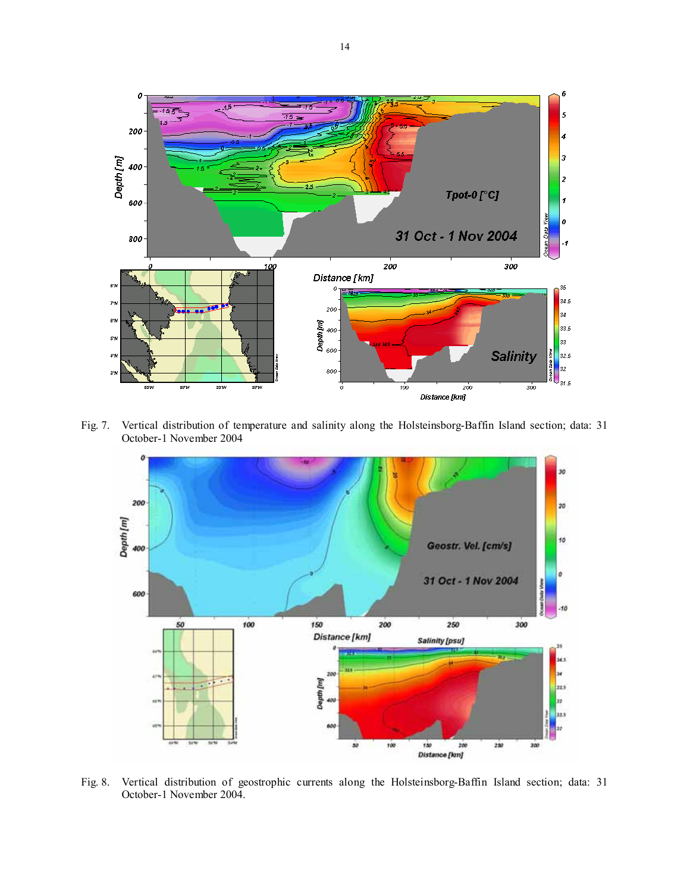Fig. 7. Vertical distribution of temperature and salinity along the Holsteinsborg-Baffin Island section; data: 31 October-1 November 2004

Fig. 8. Vertical distribution of geostrophic currents along the Holsteinsborg-Baffin Island section; data: 31 October-1 November 2004.